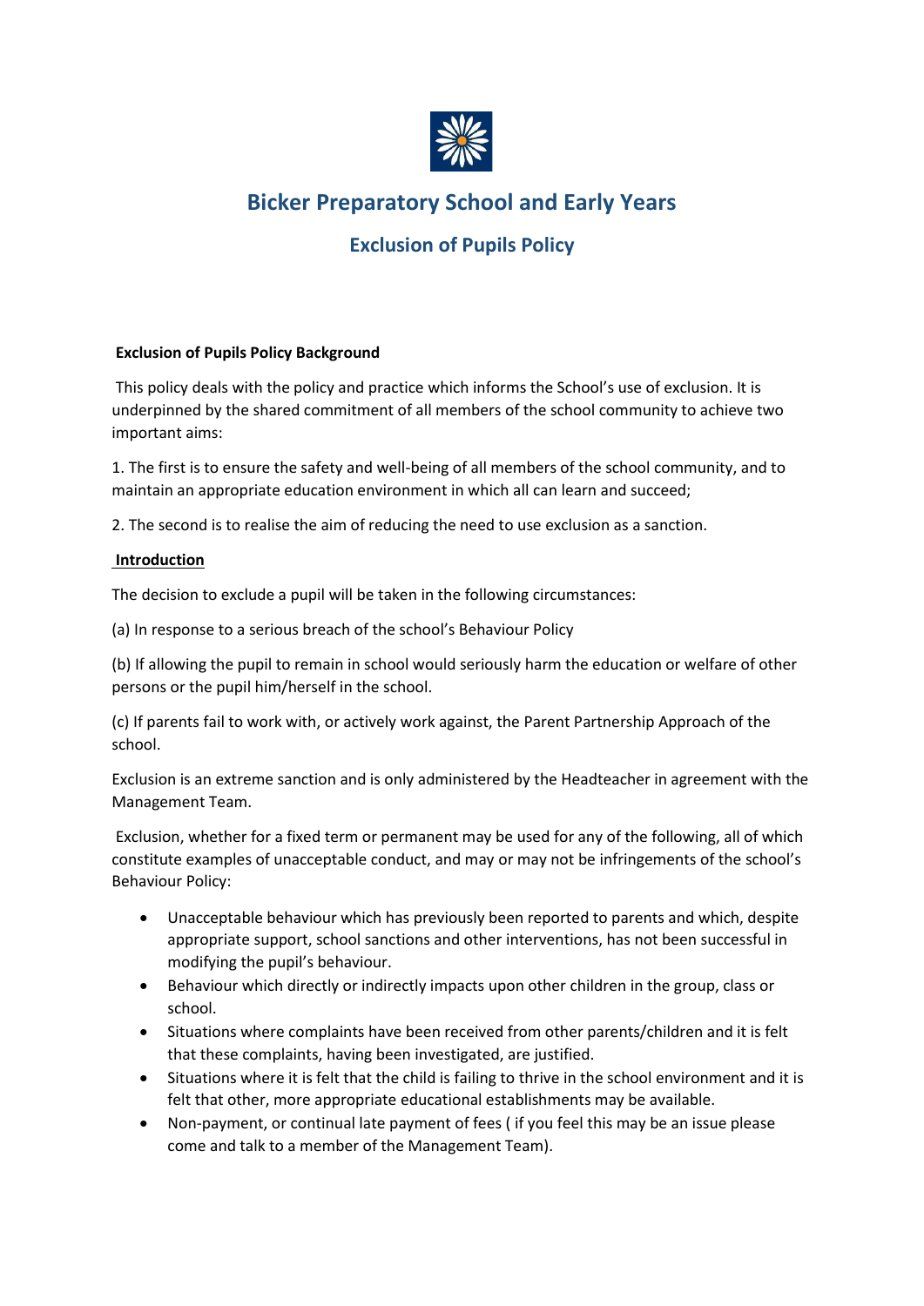# Bicker Preparatory School and Early Years

## Exclusion of Pupils Policy

**Exclusion of Pupils Policy Background**

This policy deals with the policy and practice which informs the School's use of exclusion. It is underpinned by the shared commitment of all members of the school community to achieve two important aims:

1. The first is to ensure the safety and well-being of all members of the school community, and to maintain an appropriate education environment in which all can learn and succeed;

2. The second is to realise the aim of reducing the need to use exclusion as a sanction.

**Introduction**

The decision to exclude a pupil will be taken in the following circumstances:

(a) In response to a serious breach of the school's Behaviour Policy

(b) If allowing the pupil to remain in school would seriously harm the education or welfare of other persons or the pupil him/herself in the school.

(c) If parents fail to work with, or actively work against, the Parent Partnership Approach of the school.

Exclusion is an extreme sanction and is only administered by the Headteacher in agreement with the Management Team.

Exclusion, whether for a fixed term or permanent may be used for any of the following, all of which constitute examples of unacceptable conduct, and may or may not be infringements of the school's Behaviour Policy:

- Unacceptable behaviour which has previously been reported to parents and which, despite appropriate support, school sanctions and other interventions, has not been successful in modifying the pupil's behaviour.
- Behaviour which directly or indirectly impacts upon other children in the group, class or school.
- Situations where complaints have been received from other parents/children and it is felt that these complaints, having been investigated, are justified.
- Situations where it is felt that the child is failing to thrive in the school environment and it is felt that other, more appropriate educational establishments may be available.
- Non-payment, or continual late payment of fees ( if you feel this may be an issue please come and talk to a member of the Management Team).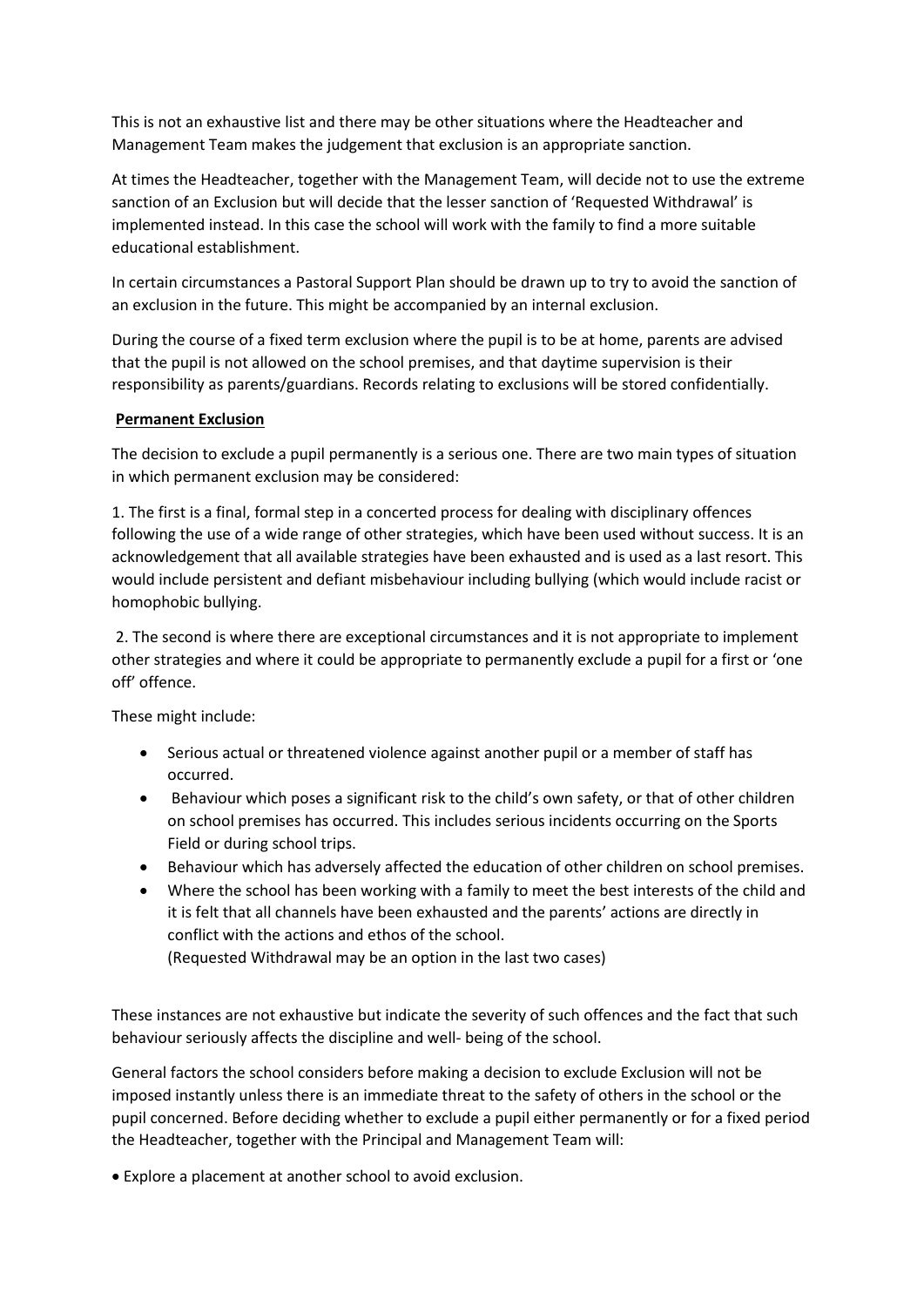This is not an exhaustive list and there may be other situations where the Headteacher and Management Team makes the judgement that exclusion is an appropriate sanction.

At times the Headteacher, together with the Management Team, will decide not to use the extreme sanction of an Exclusion but will decide that the lesser sanction of 'Requested Withdrawal' is implemented instead. In this case the school will work with the family to find a more suitable educational establishment.

In certain circumstances a Pastoral Support Plan should be drawn up to try to avoid the sanction of an exclusion in the future. This might be accompanied by an internal exclusion.

During the course of a fixed term exclusion where the pupil is to be at home, parents are advised that the pupil is not allowed on the school premises, and that daytime supervision is their responsibility as parents/guardians. Records relating to exclusions will be stored confidentially.

**Permanent Exclusion**

The decision to exclude a pupil permanently is a serious one. There are two main types of situation in which permanent exclusion may be considered:

1. The first is a final, formal step in a concerted process for dealing with disciplinary offences following the use of a wide range of other strategies, which have been used without success. It is an acknowledgement that all available strategies have been exhausted and is used as a last resort. This would include persistent and defiant misbehaviour including bullying (which would include racist or homophobic bullying.

2. The second is where there are exceptional circumstances and it is not appropriate to implement other strategies and where it could be appropriate to permanently exclude a pupil for a first or 'one off' offence.

These might include:

- Serious actual or threatened violence against another pupil or a member of staff has occurred.
- Behaviour which poses a significant risk to the child's own safety, or that of other children on school premises has occurred. This includes serious incidents occurring on the Sports Field or during school trips.
- Behaviour which has adversely affected the education of other children on school premises.
- Where the school has been working with a family to meet the best interests of the child and it is felt that all channels have been exhausted and the parents' actions are directly in conflict with the actions and ethos of the school.
  (Requested Withdrawal may be an option in the last two cases)

These instances are not exhaustive but indicate the severity of such offences and the fact that such behaviour seriously affects the discipline and well- being of the school.

General factors the school considers before making a decision to exclude Exclusion will not be imposed instantly unless there is an immediate threat to the safety of others in the school or the pupil concerned. Before deciding whether to exclude a pupil either permanently or for a fixed period the Headteacher, together with the Principal and Management Team will:

- Explore a placement at another school to avoid exclusion.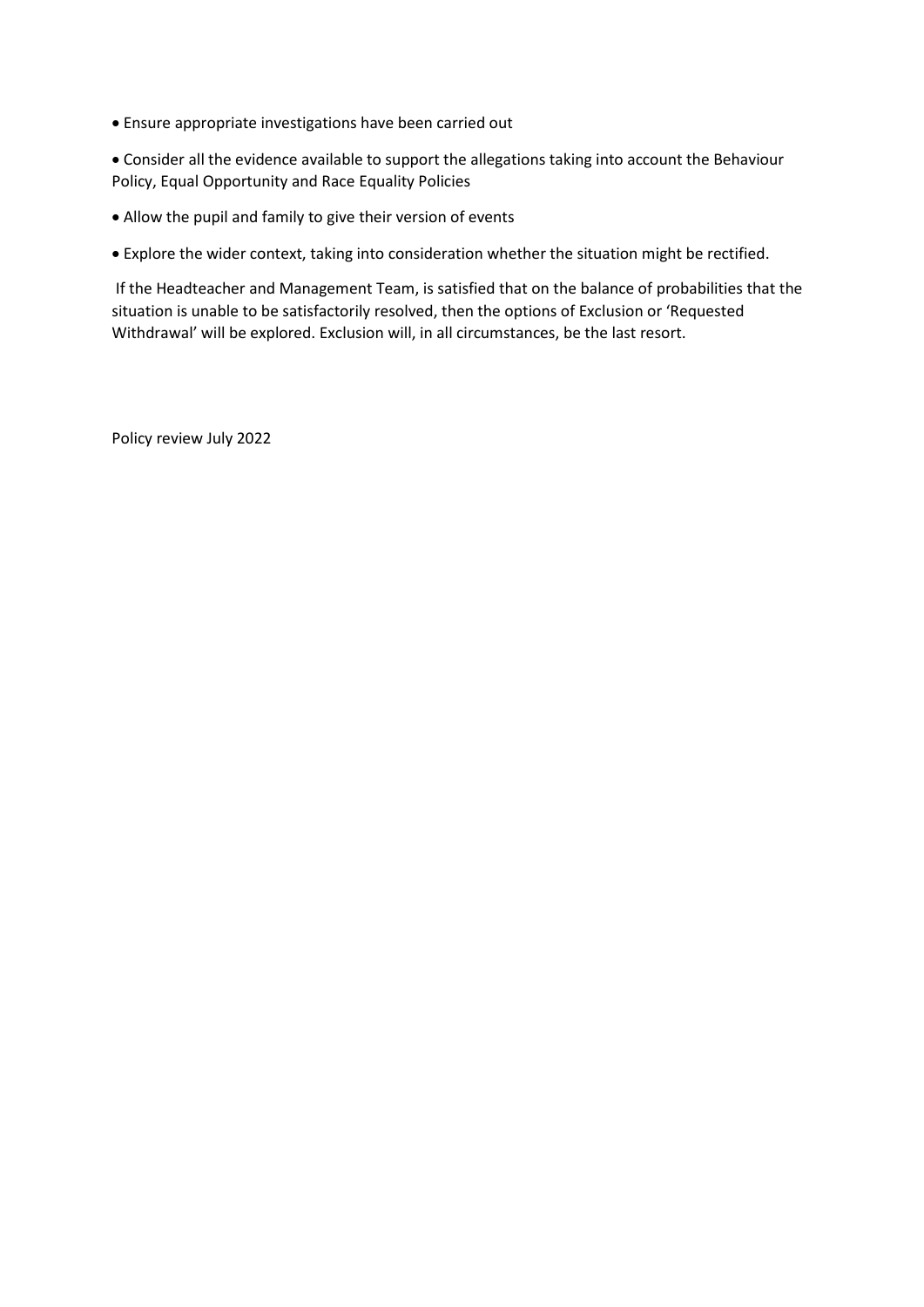- Ensure appropriate investigations have been carried out
- Consider all the evidence available to support the allegations taking into account the Behaviour Policy, Equal Opportunity and Race Equality Policies
- Allow the pupil and family to give their version of events
- Explore the wider context, taking into consideration whether the situation might be rectified.

If the Headteacher and Management Team, is satisfied that on the balance of probabilities that the situation is unable to be satisfactorily resolved, then the options of Exclusion or 'Requested Withdrawal' will be explored. Exclusion will, in all circumstances, be the last resort.

Policy review July 2022